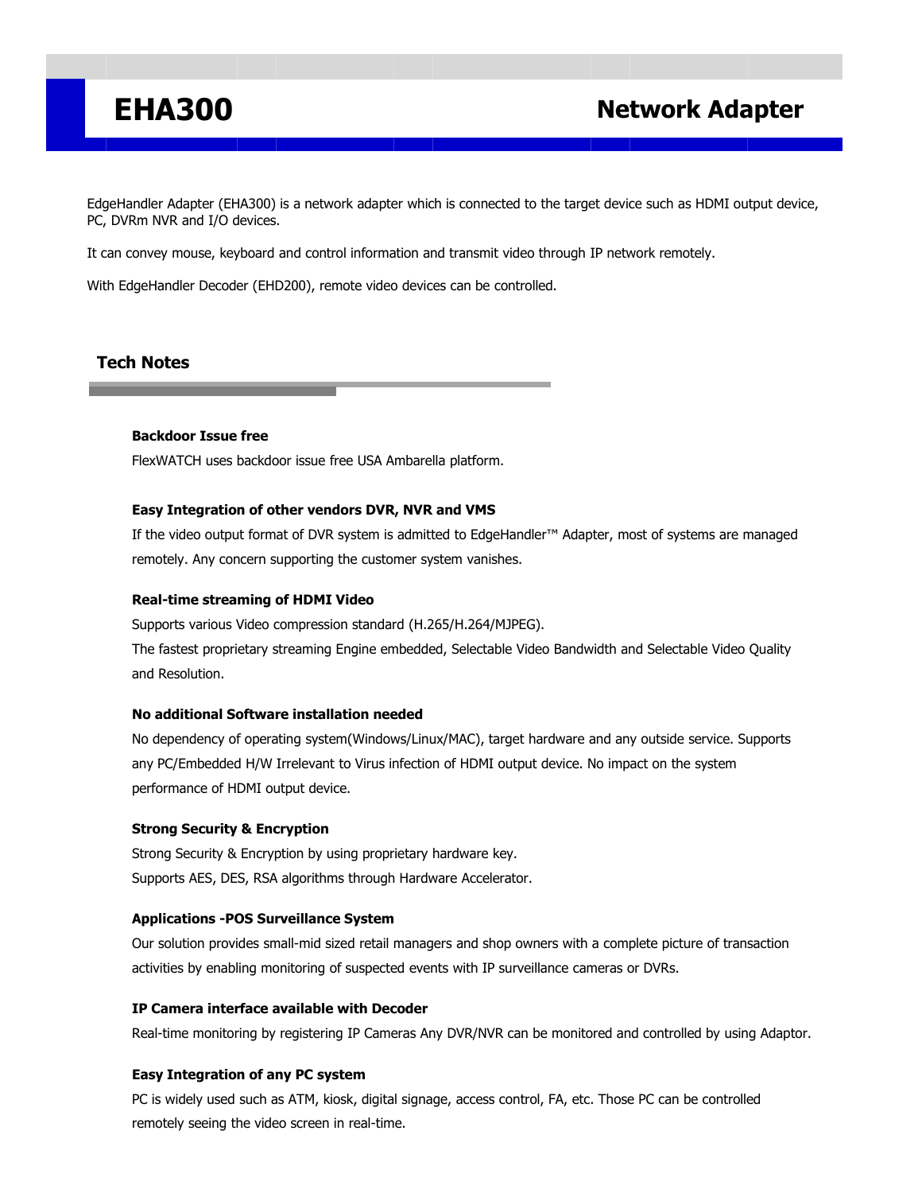# EHA300

## Network Adapter

EdgeHandler Adapter (EHA300) is a network adapter which is connected to the target device such as HDMI output device, PC, DVRm NVR and I/O devices.

It can convey mouse, keyboard and control information and transmit video through IP network remotely.

With EdgeHandler Decoder (EHD200), remote video devices can be controlled.

## Tech Notes

**Backdoor Issue free**

FlexWATCH uses backdoor issue free USA Ambarella platform.

**Easy Integration of other vendors DVR, NVR and VMS**

If the video output format of DVR system is admitted to EdgeHandler™ Adapter, most of systems are managed remotely. Any concern supporting the customer system vanishes.

**Real-time streaming of HDMI Video**

Supports various Video compression standard (H.265/H.264/MJPEG).
The fastest proprietary streaming Engine embedded, Selectable Video Bandwidth and Selectable Video Quality and Resolution.

**No additional Software installation needed**

No dependency of operating system(Windows/Linux/MAC), target hardware and any outside service. Supports any PC/Embedded H/W Irrelevant to Virus infection of HDMI output device. No impact on the system performance of HDMI output device.

**Strong Security & Encryption**

Strong Security & Encryption by using proprietary hardware key.
Supports AES, DES, RSA algorithms through Hardware Accelerator.

**Applications -POS Surveillance System**

Our solution provides small-mid sized retail managers and shop owners with a complete picture of transaction activities by enabling monitoring of suspected events with IP surveillance cameras or DVRs.

**IP Camera interface available with Decoder**

Real-time monitoring by registering IP Cameras Any DVR/NVR can be monitored and controlled by using Adaptor.

**Easy Integration of any PC system**

PC is widely used such as ATM, kiosk, digital signage, access control, FA, etc. Those PC can be controlled remotely seeing the video screen in real-time.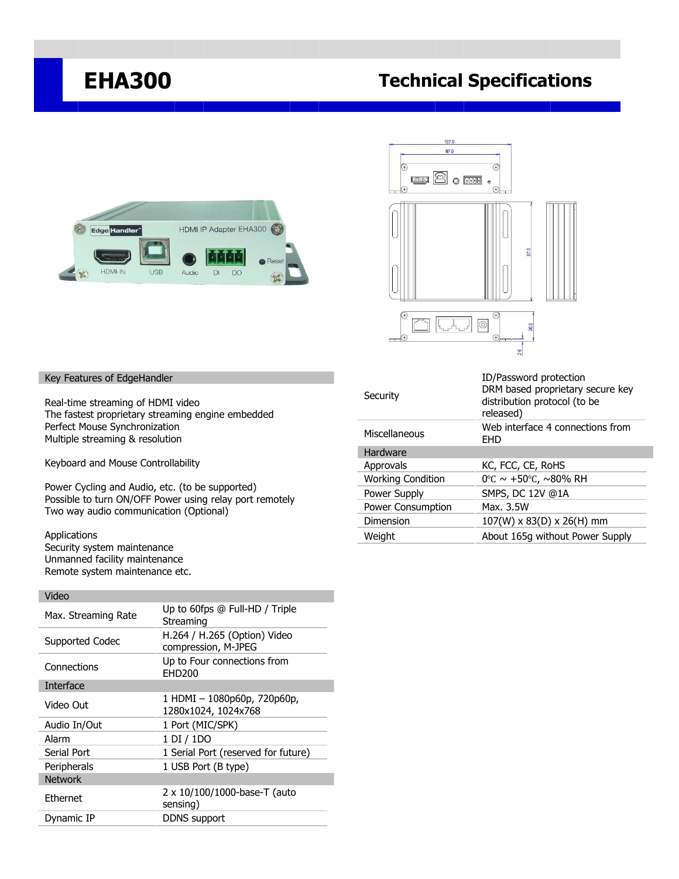# EHA300

## Technical Specifications

### Key Features of EdgeHandler

Real-time streaming of HDMI video
The fastest proprietary streaming engine embedded
Perfect Mouse Synchronization
Multiple streaming & resolution

Keyboard and Mouse Controllability

Power Cycling and Audio, etc. (to be supported)
Possible to turn ON/OFF Power using relay port remotely
Two way audio communication (Optional)

Applications
Security system maintenance
Unmanned facility maintenance
Remote system maintenance etc.

| | |
|---|---|
| **Video** | |
| Max. Streaming Rate | Up to 60fps @ Full-HD / Triple Streaming |
| Supported Codec | H.264 / H.265 (Option) Video compression, M-JPEG |
| Connections | Up to Four connections from EHD200 |
| **Interface** | |
| Video Out | 1 HDMI – 1080p60p, 720p60p, 1280x1024, 1024x768 |
| Audio In/Out | 1 Port (MIC/SPK) |
| Alarm | 1 DI / 1DO |
| Serial Port | 1 Serial Port (reserved for future) |
| Peripherals | 1 USB Port (B type) |
| **Network** | |
| Ethernet | 2 x 10/100/1000-base-T (auto sensing) |
| Dynamic IP | DDNS support |
| Security | ID/Password protection<br>DRM based proprietary secure key distribution protocol (to be released) |
| Miscellaneous | Web interface 4 connections from EHD |
| **Hardware** | |
| Approvals | KC, FCC, CE, RoHS |
| Working Condition | 0℃ ~ +50℃, ~80% RH |
| Power Supply | SMPS, DC 12V @1A |
| Power Consumption | Max. 3.5W |
| Dimension | 107(W) x 83(D) x 26(H) mm |
| Weight | About 165g without Power Supply |